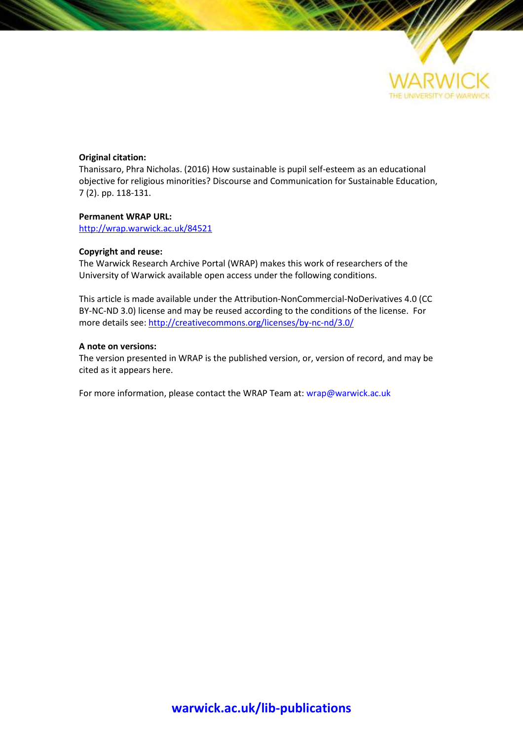WARWICK
THE UNIVERSITY OF WARWICK

**Original citation:**
Thanissaro, Phra Nicholas. (2016) How sustainable is pupil self-esteem as an educational objective for religious minorities? Discourse and Communication for Sustainable Education, 7 (2). pp. 118-131.

**Permanent WRAP URL:**
http://wrap.warwick.ac.uk/84521

**Copyright and reuse:**
The Warwick Research Archive Portal (WRAP) makes this work of researchers of the University of Warwick available open access under the following conditions.

This article is made available under the Attribution-NonCommercial-NoDerivatives 4.0 (CC BY-NC-ND 3.0) license and may be reused according to the conditions of the license. For more details see: http://creativecommons.org/licenses/by-nc-nd/3.0/

**A note on versions:**
The version presented in WRAP is the published version, or, version of record, and may be cited as it appears here.

For more information, please contact the WRAP Team at: wrap@warwick.ac.uk

**warwick.ac.uk/lib-publications**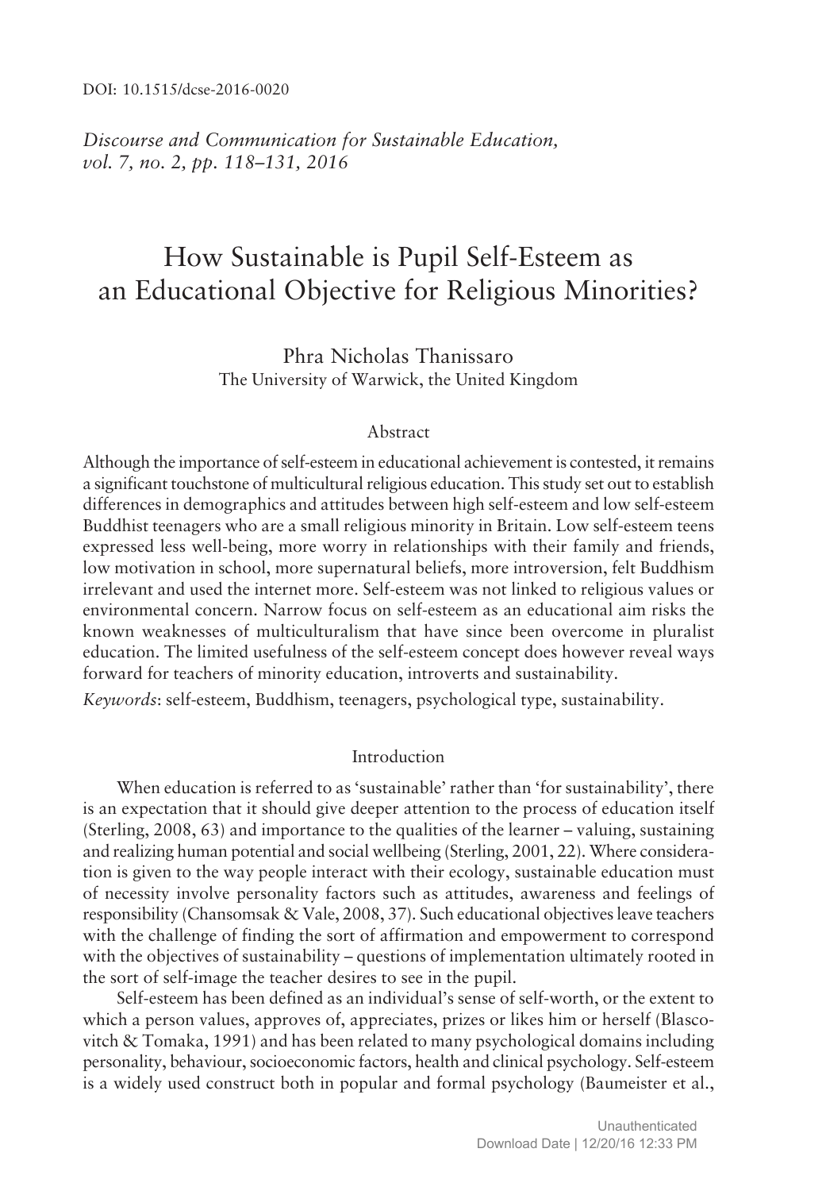DOI: 10.1515/dcse-2016-0020

*Discourse and Communication for Sustainable Education, vol. 7, no. 2, pp. 118–131, 2016*

# How Sustainable is Pupil Self-Esteem as an Educational Objective for Religious Minorities?

Phra Nicholas Thanissaro
The University of Warwick, the United Kingdom

## Abstract

Although the importance of self-esteem in educational achievement is contested, it remains a significant touchstone of multicultural religious education. This study set out to establish differences in demographics and attitudes between high self-esteem and low self-esteem Buddhist teenagers who are a small religious minority in Britain. Low self-esteem teens expressed less well-being, more worry in relationships with their family and friends, low motivation in school, more supernatural beliefs, more introversion, felt Buddhism irrelevant and used the internet more. Self-esteem was not linked to religious values or environmental concern. Narrow focus on self-esteem as an educational aim risks the known weaknesses of multiculturalism that have since been overcome in pluralist education. The limited usefulness of the self-esteem concept does however reveal ways forward for teachers of minority education, introverts and sustainability.

*Keywords*: self-esteem, Buddhism, teenagers, psychological type, sustainability.

## Introduction

When education is referred to as 'sustainable' rather than 'for sustainability', there is an expectation that it should give deeper attention to the process of education itself (Sterling, 2008, 63) and importance to the qualities of the learner – valuing, sustaining and realizing human potential and social wellbeing (Sterling, 2001, 22). Where consideration is given to the way people interact with their ecology, sustainable education must of necessity involve personality factors such as attitudes, awareness and feelings of responsibility (Chansomsak & Vale, 2008, 37). Such educational objectives leave teachers with the challenge of finding the sort of affirmation and empowerment to correspond with the objectives of sustainability – questions of implementation ultimately rooted in the sort of self-image the teacher desires to see in the pupil.

Self-esteem has been defined as an individual's sense of self-worth, or the extent to which a person values, approves of, appreciates, prizes or likes him or herself (Blascovitch & Tomaka, 1991) and has been related to many psychological domains including personality, behaviour, socioeconomic factors, health and clinical psychology. Self-esteem is a widely used construct both in popular and formal psychology (Baumeister et al.,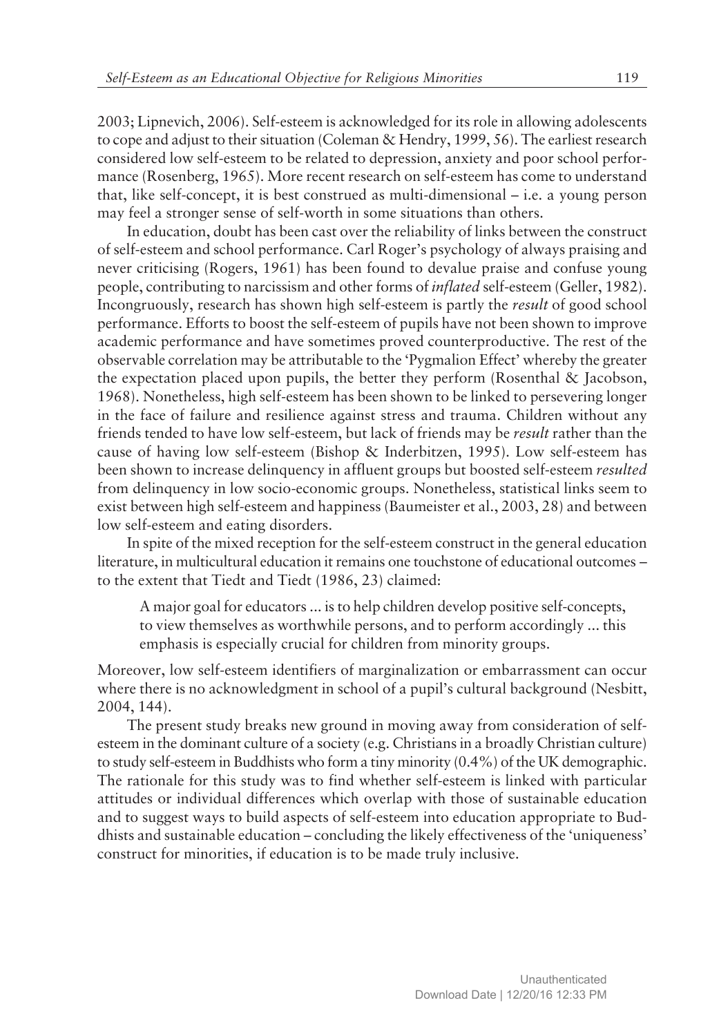2003; Lipnevich, 2006). Self-esteem is acknowledged for its role in allowing adolescents to cope and adjust to their situation (Coleman & Hendry, 1999, 56). The earliest research considered low self-esteem to be related to depression, anxiety and poor school performance (Rosenberg, 1965). More recent research on self-esteem has come to understand that, like self-concept, it is best construed as multi-dimensional – i.e. a young person may feel a stronger sense of self-worth in some situations than others.

In education, doubt has been cast over the reliability of links between the construct of self-esteem and school performance. Carl Roger's psychology of always praising and never criticising (Rogers, 1961) has been found to devalue praise and confuse young people, contributing to narcissism and other forms of *inflated* self-esteem (Geller, 1982). Incongruously, research has shown high self-esteem is partly the *result* of good school performance. Efforts to boost the self-esteem of pupils have not been shown to improve academic performance and have sometimes proved counterproductive. The rest of the observable correlation may be attributable to the 'Pygmalion Effect' whereby the greater the expectation placed upon pupils, the better they perform (Rosenthal & Jacobson, 1968). Nonetheless, high self-esteem has been shown to be linked to persevering longer in the face of failure and resilience against stress and trauma. Children without any friends tended to have low self-esteem, but lack of friends may be *result* rather than the cause of having low self-esteem (Bishop & Inderbitzen, 1995). Low self-esteem has been shown to increase delinquency in affluent groups but boosted self-esteem *resulted* from delinquency in low socio-economic groups. Nonetheless, statistical links seem to exist between high self-esteem and happiness (Baumeister et al., 2003, 28) and between low self-esteem and eating disorders.

In spite of the mixed reception for the self-esteem construct in the general education literature, in multicultural education it remains one touchstone of educational outcomes – to the extent that Tiedt and Tiedt (1986, 23) claimed:

> A major goal for educators ... is to help children develop positive self-concepts, to view themselves as worthwhile persons, and to perform accordingly ... this emphasis is especially crucial for children from minority groups.

Moreover, low self-esteem identifiers of marginalization or embarrassment can occur where there is no acknowledgment in school of a pupil's cultural background (Nesbitt, 2004, 144).

The present study breaks new ground in moving away from consideration of self-esteem in the dominant culture of a society (e.g. Christians in a broadly Christian culture) to study self-esteem in Buddhists who form a tiny minority (0.4%) of the UK demographic. The rationale for this study was to find whether self-esteem is linked with particular attitudes or individual differences which overlap with those of sustainable education and to suggest ways to build aspects of self-esteem into education appropriate to Buddhists and sustainable education – concluding the likely effectiveness of the 'uniqueness' construct for minorities, if education is to be made truly inclusive.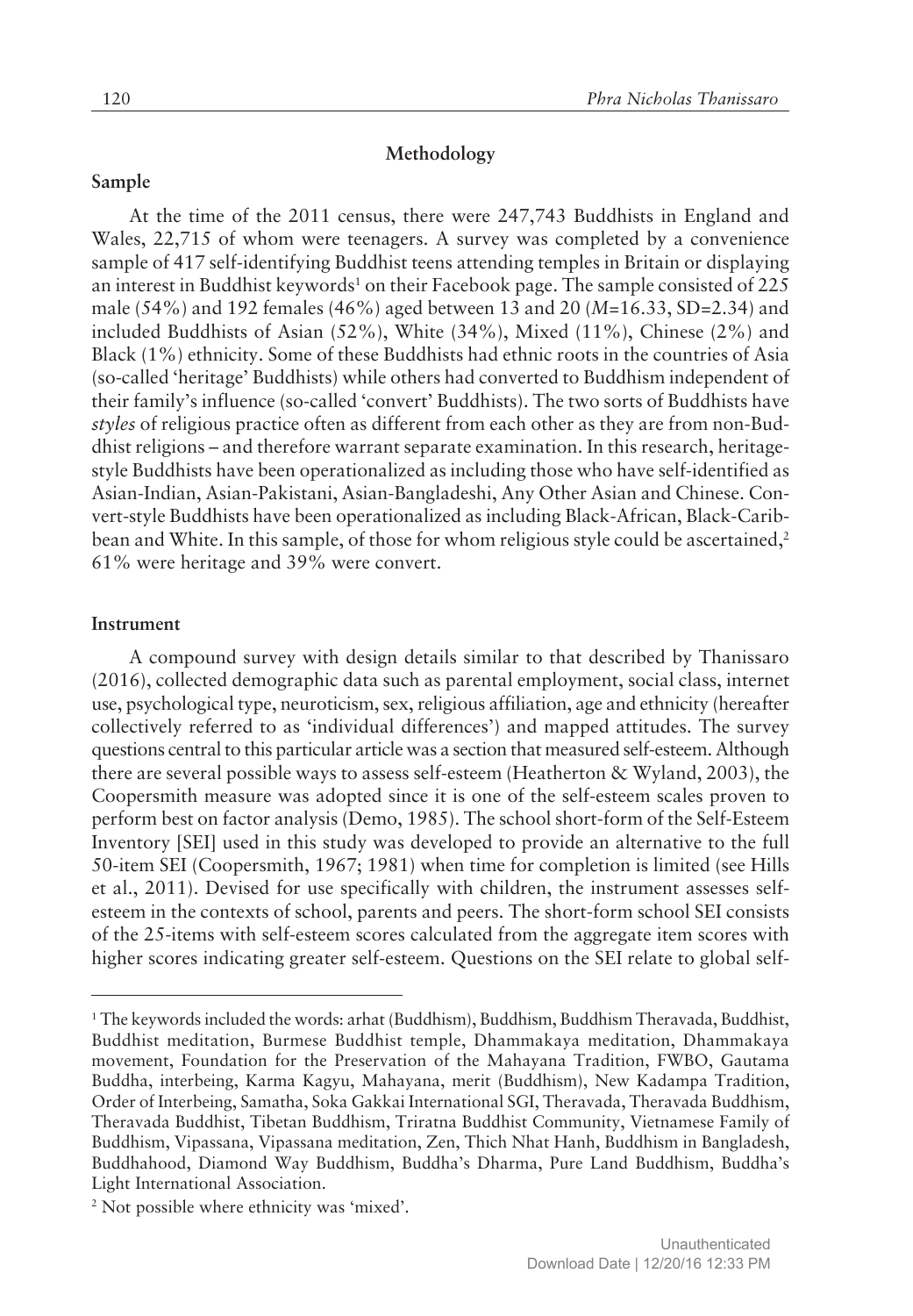## Methodology

### Sample

At the time of the 2011 census, there were 247,743 Buddhists in England and Wales, 22,715 of whom were teenagers. A survey was completed by a convenience sample of 417 self-identifying Buddhist teens attending temples in Britain or displaying an interest in Buddhist keywords[1] on their Facebook page. The sample consisted of 225 male (54%) and 192 females (46%) aged between 13 and 20 ($M$=16.33, SD=2.34) and included Buddhists of Asian (52%), White (34%), Mixed (11%), Chinese (2%) and Black (1%) ethnicity. Some of these Buddhists had ethnic roots in the countries of Asia (so-called 'heritage' Buddhists) while others had converted to Buddhism independent of their family's influence (so-called 'convert' Buddhists). The two sorts of Buddhists have *styles* of religious practice often as different from each other as they are from non-Buddhist religions – and therefore warrant separate examination. In this research, heritage-style Buddhists have been operationalized as including those who have self-identified as Asian-Indian, Asian-Pakistani, Asian-Bangladeshi, Any Other Asian and Chinese. Convert-style Buddhists have been operationalized as including Black-African, Black-Caribbean and White. In this sample, of those for whom religious style could be ascertained,[2] 61% were heritage and 39% were convert.

### Instrument

A compound survey with design details similar to that described by Thanissaro (2016), collected demographic data such as parental employment, social class, internet use, psychological type, neuroticism, sex, religious affiliation, age and ethnicity (hereafter collectively referred to as 'individual differences') and mapped attitudes. The survey questions central to this particular article was a section that measured self-esteem. Although there are several possible ways to assess self-esteem (Heatherton & Wyland, 2003), the Coopersmith measure was adopted since it is one of the self-esteem scales proven to perform best on factor analysis (Demo, 1985). The school short-form of the Self-Esteem Inventory [SEI] used in this study was developed to provide an alternative to the full 50-item SEI (Coopersmith, 1967; 1981) when time for completion is limited (see Hills et al., 2011). Devised for use specifically with children, the instrument assesses self-esteem in the contexts of school, parents and peers. The short-form school SEI consists of the 25-items with self-esteem scores calculated from the aggregate item scores with higher scores indicating greater self-esteem. Questions on the SEI relate to global self-

---

[1] The keywords included the words: arhat (Buddhism), Buddhism, Buddhism Theravada, Buddhist, Buddhist meditation, Burmese Buddhist temple, Dhammakaya meditation, Dhammakaya movement, Foundation for the Preservation of the Mahayana Tradition, FWBO, Gautama Buddha, interbeing, Karma Kagyu, Mahayana, merit (Buddhism), New Kadampa Tradition, Order of Interbeing, Samatha, Soka Gakkai International SGI, Theravada, Theravada Buddhism, Theravada Buddhist, Tibetan Buddhism, Triratna Buddhist Community, Vietnamese Family of Buddhism, Vipassana, Vipassana meditation, Zen, Thich Nhat Hanh, Buddhism in Bangladesh, Buddhahood, Diamond Way Buddhism, Buddha's Dharma, Pure Land Buddhism, Buddha's Light International Association.

[2] Not possible where ethnicity was 'mixed'.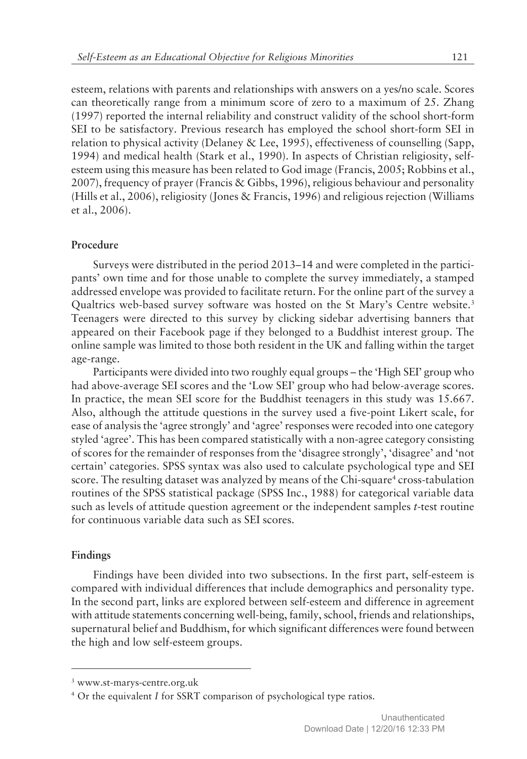esteem, relations with parents and relationships with answers on a yes/no scale. Scores can theoretically range from a minimum score of zero to a maximum of 25. Zhang (1997) reported the internal reliability and construct validity of the school short-form SEI to be satisfactory. Previous research has employed the school short-form SEI in relation to physical activity (Delaney & Lee, 1995), effectiveness of counselling (Sapp, 1994) and medical health (Stark et al., 1990). In aspects of Christian religiosity, self-esteem using this measure has been related to God image (Francis, 2005; Robbins et al., 2007), frequency of prayer (Francis & Gibbs, 1996), religious behaviour and personality (Hills et al., 2006), religiosity (Jones & Francis, 1996) and religious rejection (Williams et al., 2006).

### Procedure

Surveys were distributed in the period 2013–14 and were completed in the participants' own time and for those unable to complete the survey immediately, a stamped addressed envelope was provided to facilitate return. For the online part of the survey a Qualtrics web-based survey software was hosted on the St Mary's Centre website.[3] Teenagers were directed to this survey by clicking sidebar advertising banners that appeared on their Facebook page if they belonged to a Buddhist interest group. The online sample was limited to those both resident in the UK and falling within the target age-range.

Participants were divided into two roughly equal groups – the 'High SEI' group who had above-average SEI scores and the 'Low SEI' group who had below-average scores. In practice, the mean SEI score for the Buddhist teenagers in this study was 15.667. Also, although the attitude questions in the survey used a five-point Likert scale, for ease of analysis the 'agree strongly' and 'agree' responses were recoded into one category styled 'agree'. This has been compared statistically with a non-agree category consisting of scores for the remainder of responses from the 'disagree strongly', 'disagree' and 'not certain' categories. SPSS syntax was also used to calculate psychological type and SEI score. The resulting dataset was analyzed by means of the Chi-square[4] cross-tabulation routines of the SPSS statistical package (SPSS Inc., 1988) for categorical variable data such as levels of attitude question agreement or the independent samples *t*-test routine for continuous variable data such as SEI scores.

### Findings

Findings have been divided into two subsections. In the first part, self-esteem is compared with individual differences that include demographics and personality type. In the second part, links are explored between self-esteem and difference in agreement with attitude statements concerning well-being, family, school, friends and relationships, supernatural belief and Buddhism, for which significant differences were found between the high and low self-esteem groups.

---

[3] www.st-marys-centre.org.uk

[4] Or the equivalent *I* for SSRT comparison of psychological type ratios.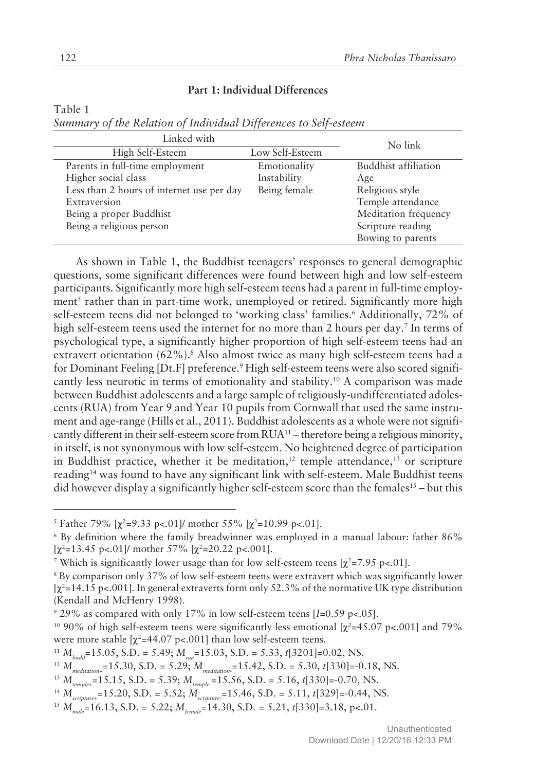## Part 1: Individual Differences

Table 1

*Summary of the Relation of Individual Differences to Self-esteem*

| Linked with | | No link |
|---|---|---|
| High Self-Esteem | Low Self-Esteem | |
| Parents in full-time employment | Emotionality | Buddhist affiliation |
| Higher social class | Instability | Age |
| Less than 2 hours of internet use per day | Being female | Religious style |
| Extraversion | | Temple attendance |
| Being a proper Buddhist | | Meditation frequency |
| Being a religious person | | Scripture reading |
| | | Bowing to parents |

As shown in Table 1, the Buddhist teenagers' responses to general demographic questions, some significant differences were found between high and low self-esteem participants. Significantly more high self-esteem teens had a parent in full-time employment[5] rather than in part-time work, unemployed or retired. Significantly more high self-esteem teens did not belonged to 'working class' families.[6] Additionally, 72% of high self-esteem teens used the internet for no more than 2 hours per day.[7] In terms of psychological type, a significantly higher proportion of high self-esteem teens had an extravert orientation (62%).[8] Also almost twice as many high self-esteem teens had a for Dominant Feeling [Dt.F] preference.[9] High self-esteem teens were also scored significantly less neurotic in terms of emotionality and stability.[10] A comparison was made between Buddhist adolescents and a large sample of religiously-undifferentiated adolescents (RUA) from Year 9 and Year 10 pupils from Cornwall that used the same instrument and age-range (Hills et al., 2011). Buddhist adolescents as a whole were not significantly different in their self-esteem score from RUA[11] – therefore being a religious minority, in itself, is not synonymous with low self-esteem. No heightened degree of participation in Buddhist practice, whether it be meditation,[12] temple attendance,[13] or scripture reading[14] was found to have any significant link with self-esteem. Male Buddhist teens did however display a significantly higher self-esteem score than the females[15] – but this

[5] Father 79% [$\chi^2$=9.33 p<.01]/ mother 55% [$\chi^2$=10.99 p<.01].

[6] By definition where the family breadwinner was employed in a manual labour: father 86% [$\chi^2$=13.45 p<.01]/ mother 57% [$\chi^2$=20.22 p<.001].

[7] Which is significantly lower usage than for low self-esteem teens [$\chi^2$=7.95 p<.01].

[8] By comparison only 37% of low self-esteem teens were extravert which was significantly lower [$\chi^2$=14.15 p<.001]. In general extraverts form only 52.3% of the normative UK type distribution (Kendall and McHenry 1998).

[9] 29% as compared with only 17% in low self-esteem teens [$I$=0.59 p<.05].

[10] 90% of high self-esteem teens were significantly less emotional [$\chi^2$=45.07 p<.001] and 79% were more stable [$\chi^2$=44.07 p<.001] than low self-esteem teens.

[11] $M_{budd}$=15.05, S.D. = 5.49; $M_{rua}$=15.03, S.D. = 5.33, $t$[3201]=0.02, NS.

[12] $M_{meditation+}$=15.30, S.D. = 5.29; $M_{meditation-}$=15.42, S.D. = 5.30, $t$[330]=-0.18, NS.

[13] $M_{temple+}$=15.15, S.D. = 5.39; $M_{temple-}$=15.56, S.D. = 5.16, $t$[330]=-0.70, NS.

[14] $M_{scripture+}$=15.20, S.D. = 5.52; $M_{scripture-}$=15.46, S.D. = 5.11, $t$[329]=-0.44, NS.

[15] $M_{male}$=16.13, S.D. = 5.22; $M_{female}$=14.30, S.D. = 5.21, $t$[330]=3.18, p<.01.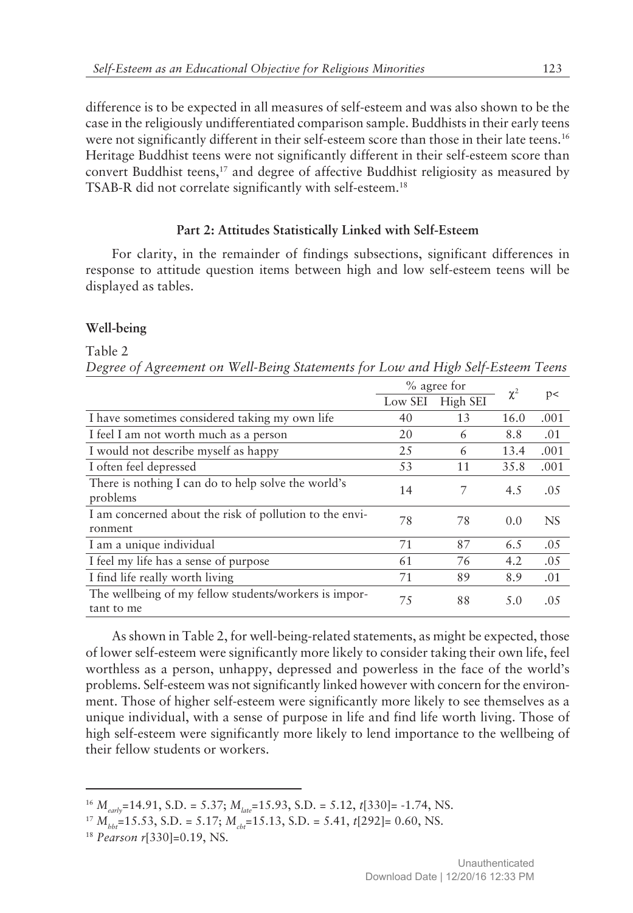difference is to be expected in all measures of self-esteem and was also shown to be the case in the religiously undifferentiated comparison sample. Buddhists in their early teens were not significantly different in their self-esteem score than those in their late teens.[16] Heritage Buddhist teens were not significantly different in their self-esteem score than convert Buddhist teens,[17] and degree of affective Buddhist religiosity as measured by TSAB-R did not correlate significantly with self-esteem.[18]

### Part 2: Attitudes Statistically Linked with Self-Esteem

For clarity, in the remainder of findings subsections, significant differences in response to attitude question items between high and low self-esteem teens will be displayed as tables.

#### Well-being

Table 2

*Degree of Agreement on Well-Being Statements for Low and High Self-Esteem Teens*

| | % agree for | | $\chi^2$ | p< |
|---|---|---|---|---|
| | Low SEI | High SEI | | |
| I have sometimes considered taking my own life | 40 | 13 | 16.0 | .001 |
| I feel I am not worth much as a person | 20 | 6 | 8.8 | .01 |
| I would not describe myself as happy | 25 | 6 | 13.4 | .001 |
| I often feel depressed | 53 | 11 | 35.8 | .001 |
| There is nothing I can do to help solve the world's problems | 14 | 7 | 4.5 | .05 |
| I am concerned about the risk of pollution to the environment | 78 | 78 | 0.0 | NS |
| I am a unique individual | 71 | 87 | 6.5 | .05 |
| I feel my life has a sense of purpose | 61 | 76 | 4.2 | .05 |
| I find life really worth living | 71 | 89 | 8.9 | .01 |
| The wellbeing of my fellow students/workers is important to me | 75 | 88 | 5.0 | .05 |

As shown in Table 2, for well-being-related statements, as might be expected, those of lower self-esteem were significantly more likely to consider taking their own life, feel worthless as a person, unhappy, depressed and powerless in the face of the world's problems. Self-esteem was not significantly linked however with concern for the environment. Those of higher self-esteem were significantly more likely to see themselves as a unique individual, with a sense of purpose in life and find life worth living. Those of high self-esteem were significantly more likely to lend importance to the wellbeing of their fellow students or workers.

---

[16] $M_{early}$=14.91, S.D. = 5.37; $M_{late}$=15.93, S.D. = 5.12, $t$[330]= -1.74, NS.

[17] $M_{hbt}$=15.53, S.D. = 5.17; $M_{cbt}$=15.13, S.D. = 5.41, $t$[292]= 0.60, NS.

[18] *Pearson* $r$[330]=0.19, NS.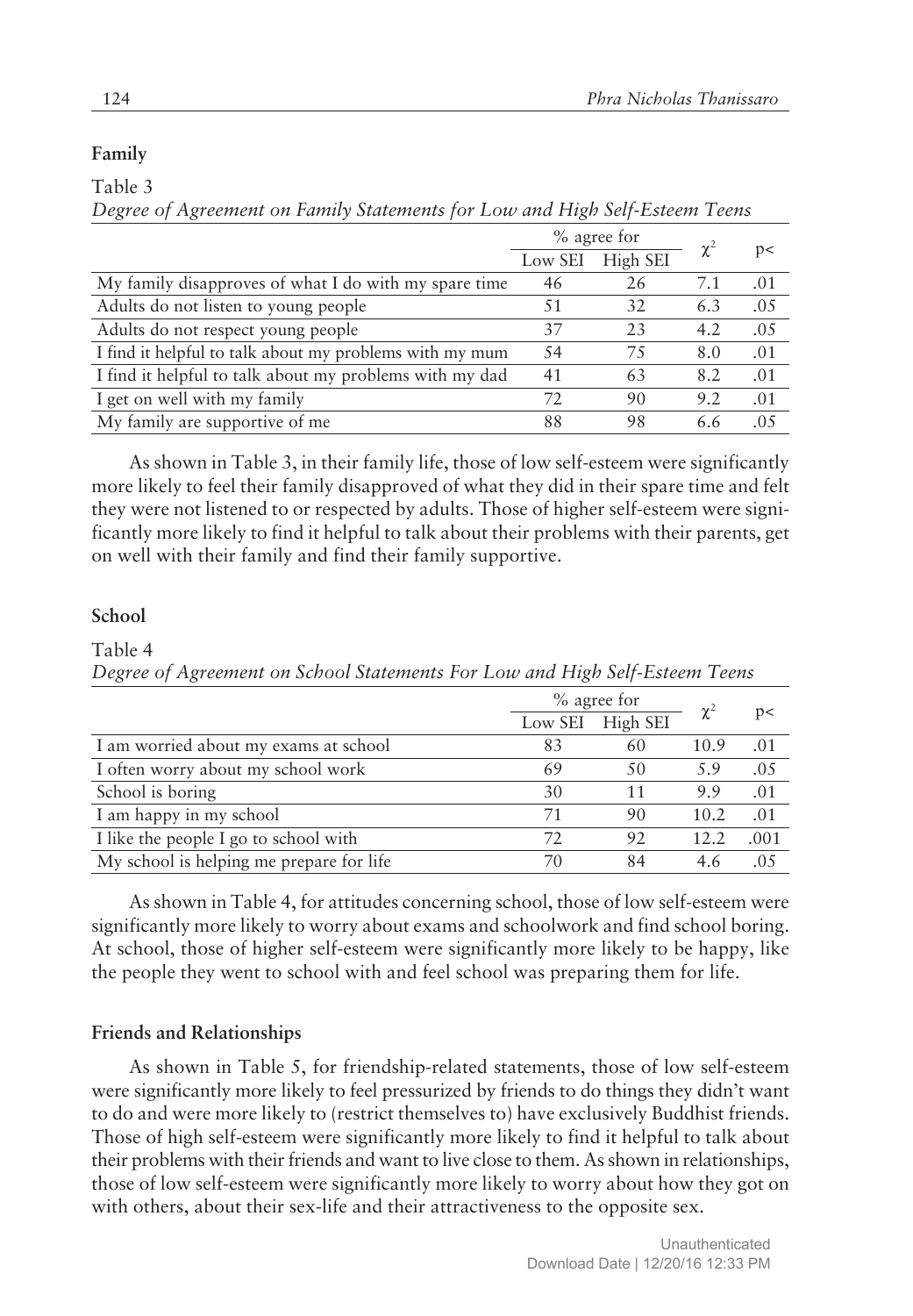### Family

Table 3

*Degree of Agreement on Family Statements for Low and High Self-Esteem Teens*

| | % agree for | | $\chi^2$ | p< |
|---|---|---|---|---|
| | Low SEI | High SEI | | |
| My family disapproves of what I do with my spare time | 46 | 26 | 7.1 | .01 |
| Adults do not listen to young people | 51 | 32 | 6.3 | .05 |
| Adults do not respect young people | 37 | 23 | 4.2 | .05 |
| I find it helpful to talk about my problems with my mum | 54 | 75 | 8.0 | .01 |
| I find it helpful to talk about my problems with my dad | 41 | 63 | 8.2 | .01 |
| I get on well with my family | 72 | 90 | 9.2 | .01 |
| My family are supportive of me | 88 | 98 | 6.6 | .05 |

As shown in Table 3, in their family life, those of low self-esteem were significantly more likely to feel their family disapproved of what they did in their spare time and felt they were not listened to or respected by adults. Those of higher self-esteem were significantly more likely to find it helpful to talk about their problems with their parents, get on well with their family and find their family supportive.

### School

Table 4

*Degree of Agreement on School Statements For Low and High Self-Esteem Teens*

| | % agree for | | $\chi^2$ | p< |
|---|---|---|---|---|
| | Low SEI | High SEI | | |
| I am worried about my exams at school | 83 | 60 | 10.9 | .01 |
| I often worry about my school work | 69 | 50 | 5.9 | .05 |
| School is boring | 30 | 11 | 9.9 | .01 |
| I am happy in my school | 71 | 90 | 10.2 | .01 |
| I like the people I go to school with | 72 | 92 | 12.2 | .001 |
| My school is helping me prepare for life | 70 | 84 | 4.6 | .05 |

As shown in Table 4, for attitudes concerning school, those of low self-esteem were significantly more likely to worry about exams and schoolwork and find school boring. At school, those of higher self-esteem were significantly more likely to be happy, like the people they went to school with and feel school was preparing them for life.

### Friends and Relationships

As shown in Table 5, for friendship-related statements, those of low self-esteem were significantly more likely to feel pressurized by friends to do things they didn't want to do and were more likely to (restrict themselves to) have exclusively Buddhist friends. Those of high self-esteem were significantly more likely to find it helpful to talk about their problems with their friends and want to live close to them. As shown in relationships, those of low self-esteem were significantly more likely to worry about how they got on with others, about their sex-life and their attractiveness to the opposite sex.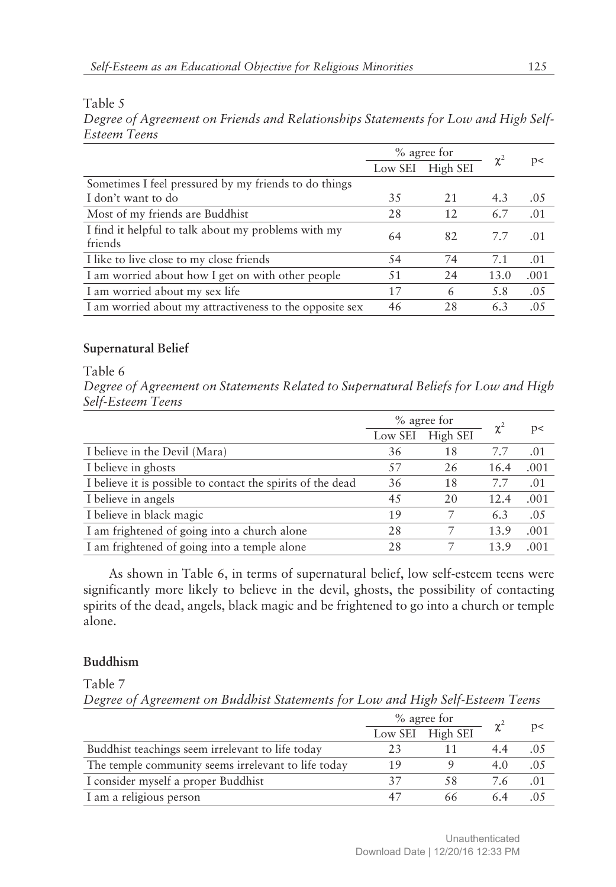Table 5

*Degree of Agreement on Friends and Relationships Statements for Low and High Self-Esteem Teens*

| | % agree for | | $\chi^2$ | p< |
|---|---|---|---|---|
| | Low SEI | High SEI | | |
| Sometimes I feel pressured by my friends to do things I don't want to do | 35 | 21 | 4.3 | .05 |
| Most of my friends are Buddhist | 28 | 12 | 6.7 | .01 |
| I find it helpful to talk about my problems with my friends | 64 | 82 | 7.7 | .01 |
| I like to live close to my close friends | 54 | 74 | 7.1 | .01 |
| I am worried about how I get on with other people | 51 | 24 | 13.0 | .001 |
| I am worried about my sex life | 17 | 6 | 5.8 | .05 |
| I am worried about my attractiveness to the opposite sex | 46 | 28 | 6.3 | .05 |

### Supernatural Belief

Table 6

*Degree of Agreement on Statements Related to Supernatural Beliefs for Low and High Self-Esteem Teens*

| | % agree for | | $\chi^2$ | p< |
|---|---|---|---|---|
| | Low SEI | High SEI | | |
| I believe in the Devil (Mara) | 36 | 18 | 7.7 | .01 |
| I believe in ghosts | 57 | 26 | 16.4 | .001 |
| I believe it is possible to contact the spirits of the dead | 36 | 18 | 7.7 | .01 |
| I believe in angels | 45 | 20 | 12.4 | .001 |
| I believe in black magic | 19 | 7 | 6.3 | .05 |
| I am frightened of going into a church alone | 28 | 7 | 13.9 | .001 |
| I am frightened of going into a temple alone | 28 | 7 | 13.9 | .001 |

As shown in Table 6, in terms of supernatural belief, low self-esteem teens were significantly more likely to believe in the devil, ghosts, the possibility of contacting spirits of the dead, angels, black magic and be frightened to go into a church or temple alone.

### Buddhism

Table 7

*Degree of Agreement on Buddhist Statements for Low and High Self-Esteem Teens*

| | % agree for | | $\chi^2$ | p< |
|---|---|---|---|---|
| | Low SEI | High SEI | | |
| Buddhist teachings seem irrelevant to life today | 23 | 11 | 4.4 | .05 |
| The temple community seems irrelevant to life today | 19 | 9 | 4.0 | .05 |
| I consider myself a proper Buddhist | 37 | 58 | 7.6 | .01 |
| I am a religious person | 47 | 66 | 6.4 | .05 |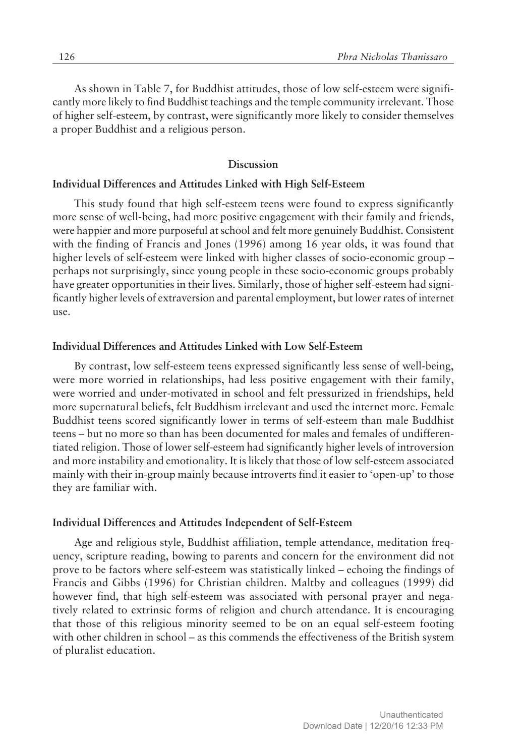As shown in Table 7, for Buddhist attitudes, those of low self-esteem were significantly more likely to find Buddhist teachings and the temple community irrelevant. Those of higher self-esteem, by contrast, were significantly more likely to consider themselves a proper Buddhist and a religious person.

## Discussion

### Individual Differences and Attitudes Linked with High Self-Esteem

This study found that high self-esteem teens were found to express significantly more sense of well-being, had more positive engagement with their family and friends, were happier and more purposeful at school and felt more genuinely Buddhist. Consistent with the finding of Francis and Jones (1996) among 16 year olds, it was found that higher levels of self-esteem were linked with higher classes of socio-economic group – perhaps not surprisingly, since young people in these socio-economic groups probably have greater opportunities in their lives. Similarly, those of higher self-esteem had significantly higher levels of extraversion and parental employment, but lower rates of internet use.

### Individual Differences and Attitudes Linked with Low Self-Esteem

By contrast, low self-esteem teens expressed significantly less sense of well-being, were more worried in relationships, had less positive engagement with their family, were worried and under-motivated in school and felt pressurized in friendships, held more supernatural beliefs, felt Buddhism irrelevant and used the internet more. Female Buddhist teens scored significantly lower in terms of self-esteem than male Buddhist teens – but no more so than has been documented for males and females of undifferentiated religion. Those of lower self-esteem had significantly higher levels of introversion and more instability and emotionality. It is likely that those of low self-esteem associated mainly with their in-group mainly because introverts find it easier to 'open-up' to those they are familiar with.

### Individual Differences and Attitudes Independent of Self-Esteem

Age and religious style, Buddhist affiliation, temple attendance, meditation frequency, scripture reading, bowing to parents and concern for the environment did not prove to be factors where self-esteem was statistically linked – echoing the findings of Francis and Gibbs (1996) for Christian children. Maltby and colleagues (1999) did however find, that high self-esteem was associated with personal prayer and negatively related to extrinsic forms of religion and church attendance. It is encouraging that those of this religious minority seemed to be on an equal self-esteem footing with other children in school – as this commends the effectiveness of the British system of pluralist education.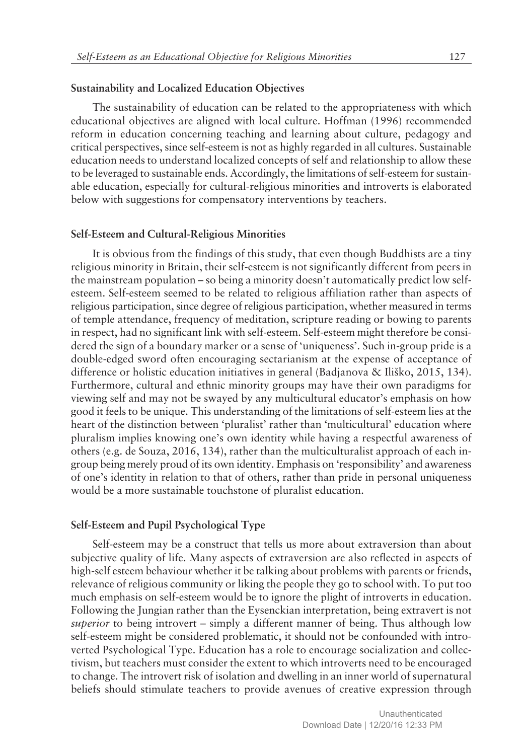### Sustainability and Localized Education Objectives

The sustainability of education can be related to the appropriateness with which educational objectives are aligned with local culture. Hoffman (1996) recommended reform in education concerning teaching and learning about culture, pedagogy and critical perspectives, since self-esteem is not as highly regarded in all cultures. Sustainable education needs to understand localized concepts of self and relationship to allow these to be leveraged to sustainable ends. Accordingly, the limitations of self-esteem for sustainable education, especially for cultural-religious minorities and introverts is elaborated below with suggestions for compensatory interventions by teachers.

### Self-Esteem and Cultural-Religious Minorities

It is obvious from the findings of this study, that even though Buddhists are a tiny religious minority in Britain, their self-esteem is not significantly different from peers in the mainstream population – so being a minority doesn't automatically predict low self-esteem. Self-esteem seemed to be related to religious affiliation rather than aspects of religious participation, since degree of religious participation, whether measured in terms of temple attendance, frequency of meditation, scripture reading or bowing to parents in respect, had no significant link with self-esteem. Self-esteem might therefore be considered the sign of a boundary marker or a sense of 'uniqueness'. Such in-group pride is a double-edged sword often encouraging sectarianism at the expense of acceptance of difference or holistic education initiatives in general (Badjanova & Iliško, 2015, 134). Furthermore, cultural and ethnic minority groups may have their own paradigms for viewing self and may not be swayed by any multicultural educator's emphasis on how good it feels to be unique. This understanding of the limitations of self-esteem lies at the heart of the distinction between 'pluralist' rather than 'multicultural' education where pluralism implies knowing one's own identity while having a respectful awareness of others (e.g. de Souza, 2016, 134), rather than the multiculturalist approach of each in-group being merely proud of its own identity. Emphasis on 'responsibility' and awareness of one's identity in relation to that of others, rather than pride in personal uniqueness would be a more sustainable touchstone of pluralist education.

### Self-Esteem and Pupil Psychological Type

Self-esteem may be a construct that tells us more about extraversion than about subjective quality of life. Many aspects of extraversion are also reflected in aspects of high-self esteem behaviour whether it be talking about problems with parents or friends, relevance of religious community or liking the people they go to school with. To put too much emphasis on self-esteem would be to ignore the plight of introverts in education. Following the Jungian rather than the Eysenckian interpretation, being extravert is not *superior* to being introvert – simply a different manner of being. Thus although low self-esteem might be considered problematic, it should not be confounded with introverted Psychological Type. Education has a role to encourage socialization and collectivism, but teachers must consider the extent to which introverts need to be encouraged to change. The introvert risk of isolation and dwelling in an inner world of supernatural beliefs should stimulate teachers to provide avenues of creative expression through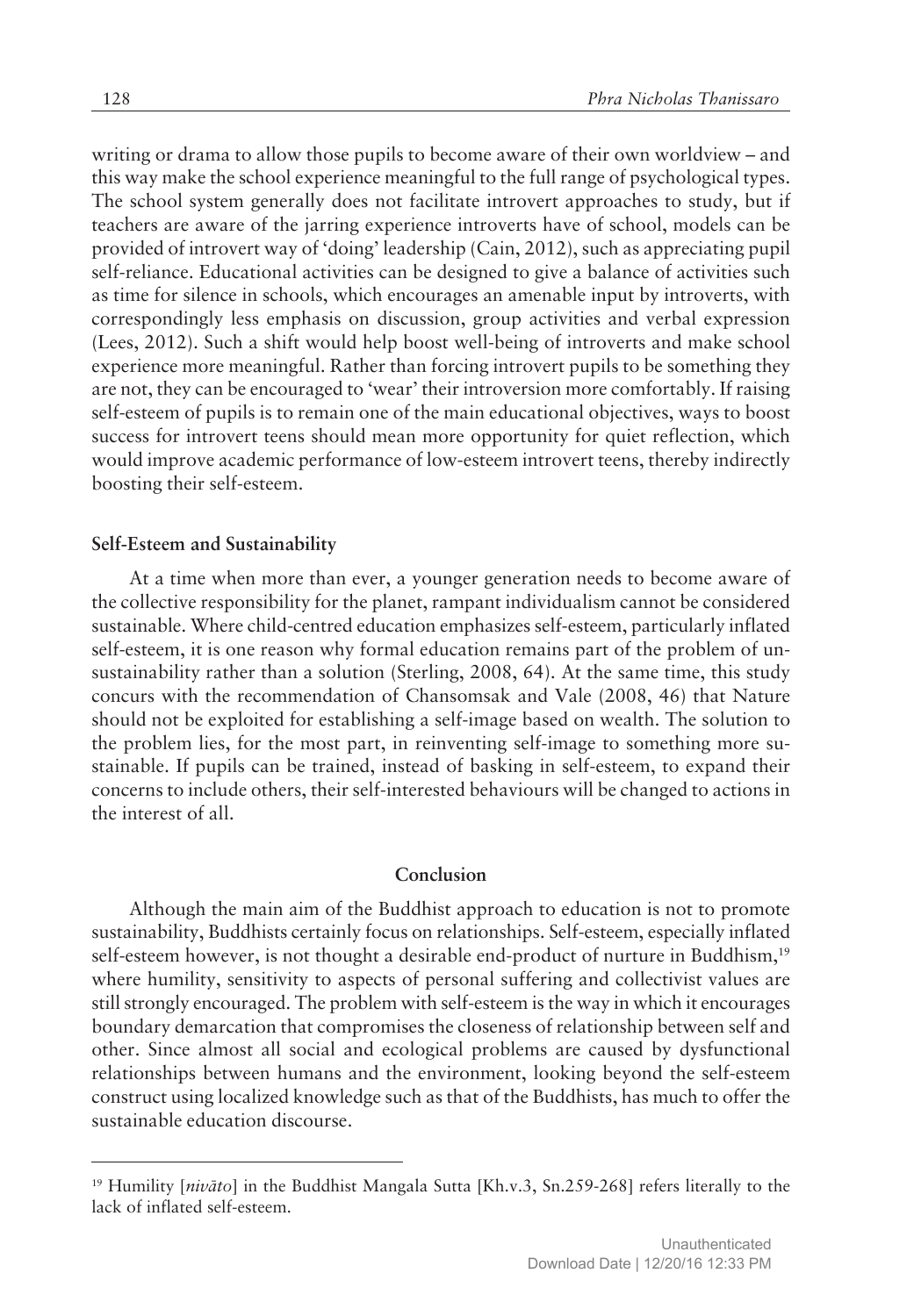writing or drama to allow those pupils to become aware of their own worldview – and this way make the school experience meaningful to the full range of psychological types. The school system generally does not facilitate introvert approaches to study, but if teachers are aware of the jarring experience introverts have of school, models can be provided of introvert way of 'doing' leadership (Cain, 2012), such as appreciating pupil self-reliance. Educational activities can be designed to give a balance of activities such as time for silence in schools, which encourages an amenable input by introverts, with correspondingly less emphasis on discussion, group activities and verbal expression (Lees, 2012). Such a shift would help boost well-being of introverts and make school experience more meaningful. Rather than forcing introvert pupils to be something they are not, they can be encouraged to 'wear' their introversion more comfortably. If raising self-esteem of pupils is to remain one of the main educational objectives, ways to boost success for introvert teens should mean more opportunity for quiet reflection, which would improve academic performance of low-esteem introvert teens, thereby indirectly boosting their self-esteem.

### Self-Esteem and Sustainability

At a time when more than ever, a younger generation needs to become aware of the collective responsibility for the planet, rampant individualism cannot be considered sustainable. Where child-centred education emphasizes self-esteem, particularly inflated self-esteem, it is one reason why formal education remains part of the problem of unsustainability rather than a solution (Sterling, 2008, 64). At the same time, this study concurs with the recommendation of Chansomsak and Vale (2008, 46) that Nature should not be exploited for establishing a self-image based on wealth. The solution to the problem lies, for the most part, in reinventing self-image to something more sustainable. If pupils can be trained, instead of basking in self-esteem, to expand their concerns to include others, their self-interested behaviours will be changed to actions in the interest of all.

## Conclusion

Although the main aim of the Buddhist approach to education is not to promote sustainability, Buddhists certainly focus on relationships. Self-esteem, especially inflated self-esteem however, is not thought a desirable end-product of nurture in Buddhism,[19] where humility, sensitivity to aspects of personal suffering and collectivist values are still strongly encouraged. The problem with self-esteem is the way in which it encourages boundary demarcation that compromises the closeness of relationship between self and other. Since almost all social and ecological problems are caused by dysfunctional relationships between humans and the environment, looking beyond the self-esteem construct using localized knowledge such as that of the Buddhists, has much to offer the sustainable education discourse.

---

[19] Humility [*nivāto*] in the Buddhist Mangala Sutta [Kh.v.3, Sn.259-268] refers literally to the lack of inflated self-esteem.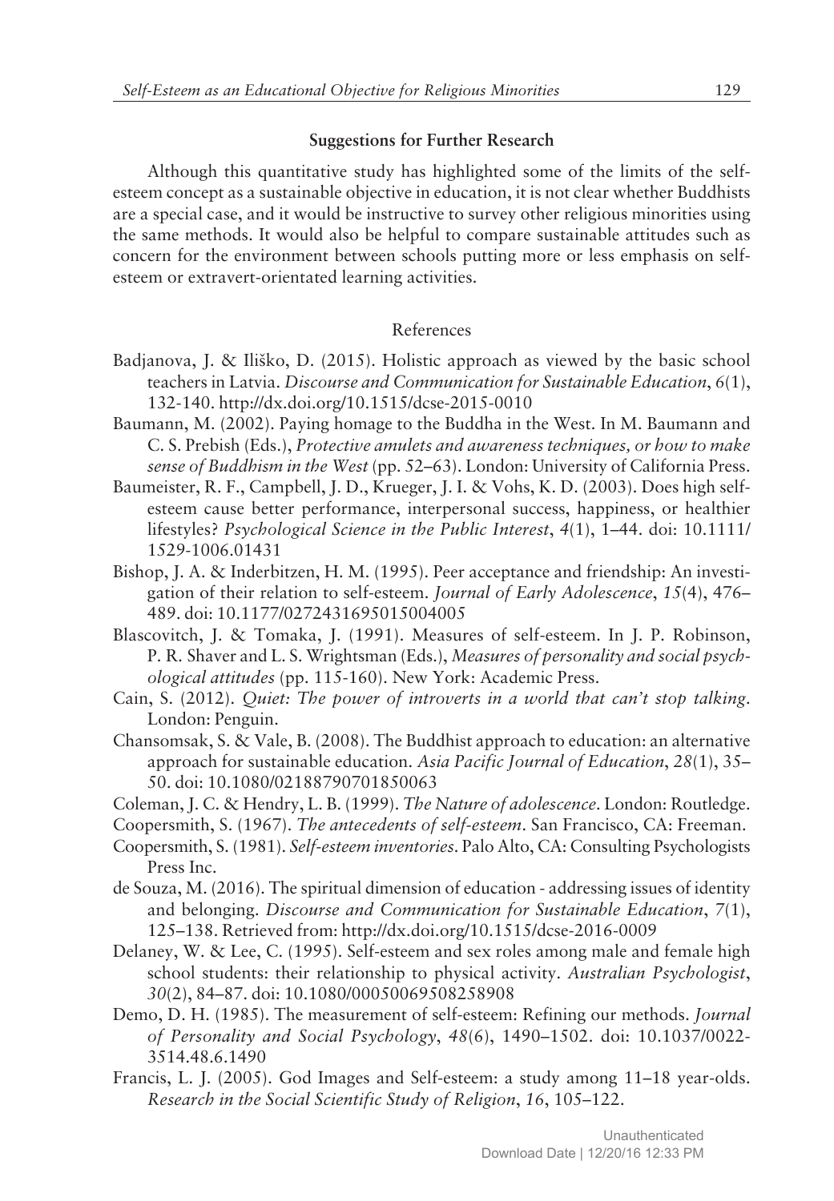### Suggestions for Further Research

Although this quantitative study has highlighted some of the limits of the self-esteem concept as a sustainable objective in education, it is not clear whether Buddhists are a special case, and it would be instructive to survey other religious minorities using the same methods. It would also be helpful to compare sustainable attitudes such as concern for the environment between schools putting more or less emphasis on self-esteem or extravert-orientated learning activities.

## References

Badjanova, J. & Iliško, D. (2015). Holistic approach as viewed by the basic school teachers in Latvia. *Discourse and Communication for Sustainable Education*, *6*(1), 132-140. http://dx.doi.org/10.1515/dcse-2015-0010

Baumann, M. (2002). Paying homage to the Buddha in the West. In M. Baumann and C. S. Prebish (Eds.), *Protective amulets and awareness techniques, or how to make sense of Buddhism in the West* (pp. 52–63). London: University of California Press.

Baumeister, R. F., Campbell, J. D., Krueger, J. I. & Vohs, K. D. (2003). Does high self-esteem cause better performance, interpersonal success, happiness, or healthier lifestyles? *Psychological Science in the Public Interest*, *4*(1), 1–44. doi: 10.1111/1529-1006.01431

Bishop, J. A. & Inderbitzen, H. M. (1995). Peer acceptance and friendship: An investigation of their relation to self-esteem. *Journal of Early Adolescence*, *15*(4), 476–489. doi: 10.1177/0272431695015004005

Blascovitch, J. & Tomaka, J. (1991). Measures of self-esteem. In J. P. Robinson, P. R. Shaver and L. S. Wrightsman (Eds.), *Measures of personality and social psychological attitudes* (pp. 115-160). New York: Academic Press.

Cain, S. (2012). *Quiet: The power of introverts in a world that can't stop talking*. London: Penguin.

Chansomsak, S. & Vale, B. (2008). The Buddhist approach to education: an alternative approach for sustainable education. *Asia Pacific Journal of Education*, *28*(1), 35–50. doi: 10.1080/02188790701850063

Coleman, J. C. & Hendry, L. B. (1999). *The Nature of adolescence*. London: Routledge.

Coopersmith, S. (1967). *The antecedents of self-esteem*. San Francisco, CA: Freeman.

Coopersmith, S. (1981). *Self-esteem inventories*. Palo Alto, CA: Consulting Psychologists Press Inc.

de Souza, M. (2016). The spiritual dimension of education - addressing issues of identity and belonging. *Discourse and Communication for Sustainable Education*, *7*(1), 125–138. Retrieved from: http://dx.doi.org/10.1515/dcse-2016-0009

Delaney, W. & Lee, C. (1995). Self-esteem and sex roles among male and female high school students: their relationship to physical activity. *Australian Psychologist*, *30*(2), 84–87. doi: 10.1080/00050069508258908

Demo, D. H. (1985). The measurement of self-esteem: Refining our methods. *Journal of Personality and Social Psychology*, *48*(6), 1490–1502. doi: 10.1037/0022-3514.48.6.1490

Francis, L. J. (2005). God Images and Self-esteem: a study among 11–18 year-olds. *Research in the Social Scientific Study of Religion*, *16*, 105–122.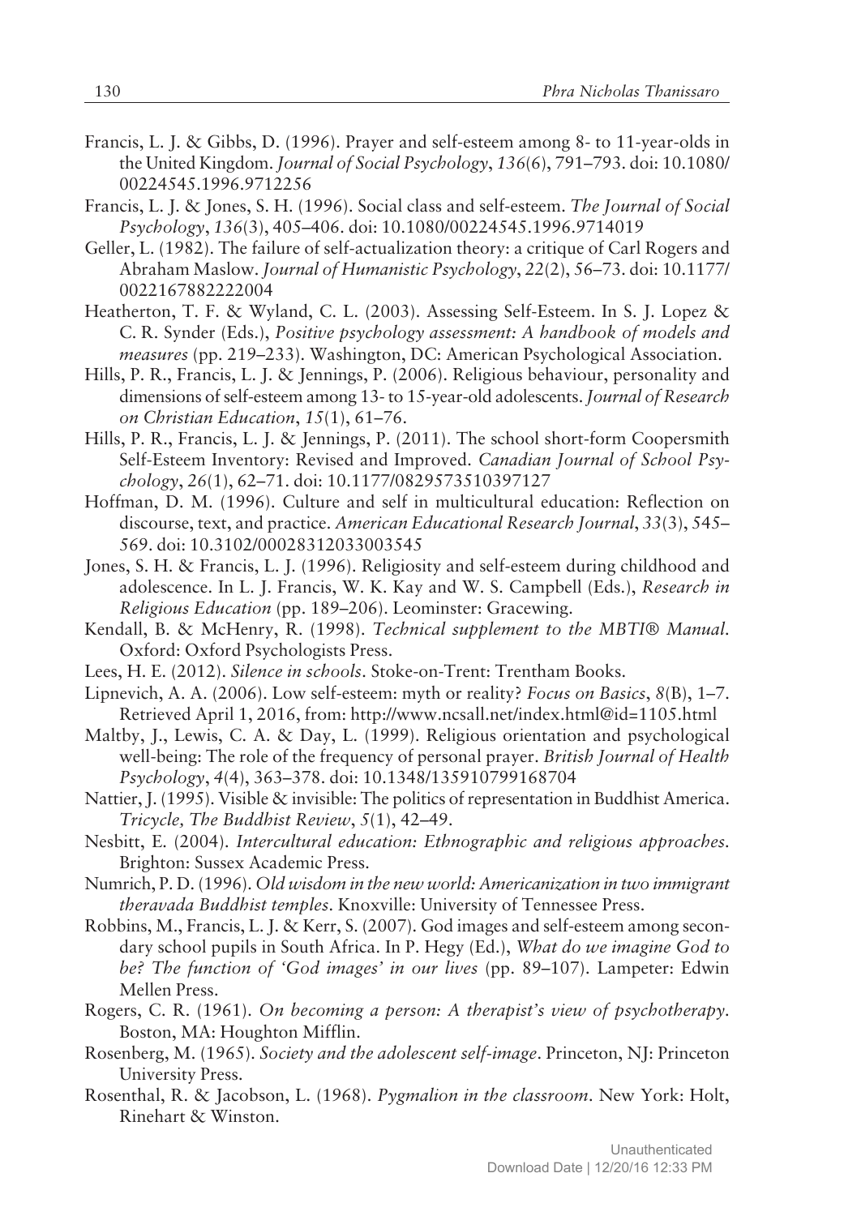Francis, L. J. & Gibbs, D. (1996). Prayer and self-esteem among 8- to 11-year-olds in the United Kingdom. *Journal of Social Psychology*, *136*(6), 791–793. doi: 10.1080/00224545.1996.9712256

Francis, L. J. & Jones, S. H. (1996). Social class and self-esteem. *The Journal of Social Psychology*, *136*(3), 405–406. doi: 10.1080/00224545.1996.9714019

Geller, L. (1982). The failure of self-actualization theory: a critique of Carl Rogers and Abraham Maslow. *Journal of Humanistic Psychology*, *22*(2), 56–73. doi: 10.1177/0022167882222004

Heatherton, T. F. & Wyland, C. L. (2003). Assessing Self-Esteem. In S. J. Lopez & C. R. Synder (Eds.), *Positive psychology assessment: A handbook of models and measures* (pp. 219–233). Washington, DC: American Psychological Association.

Hills, P. R., Francis, L. J. & Jennings, P. (2006). Religious behaviour, personality and dimensions of self-esteem among 13- to 15-year-old adolescents. *Journal of Research on Christian Education*, *15*(1), 61–76.

Hills, P. R., Francis, L. J. & Jennings, P. (2011). The school short-form Coopersmith Self-Esteem Inventory: Revised and Improved. *Canadian Journal of School Psychology*, *26*(1), 62–71. doi: 10.1177/0829573510397127

Hoffman, D. M. (1996). Culture and self in multicultural education: Reflection on discourse, text, and practice. *American Educational Research Journal*, *33*(3), 545–569. doi: 10.3102/00028312033003545

Jones, S. H. & Francis, L. J. (1996). Religiosity and self-esteem during childhood and adolescence. In L. J. Francis, W. K. Kay and W. S. Campbell (Eds.), *Research in Religious Education* (pp. 189–206). Leominster: Gracewing.

Kendall, B. & McHenry, R. (1998). *Technical supplement to the MBTI® Manual*. Oxford: Oxford Psychologists Press.

Lees, H. E. (2012). *Silence in schools*. Stoke-on-Trent: Trentham Books.

Lipnevich, A. A. (2006). Low self-esteem: myth or reality? *Focus on Basics*, *8*(B), 1–7. Retrieved April 1, 2016, from: http://www.ncsall.net/index.html@id=1105.html

Maltby, J., Lewis, C. A. & Day, L. (1999). Religious orientation and psychological well-being: The role of the frequency of personal prayer. *British Journal of Health Psychology*, *4*(4), 363–378. doi: 10.1348/135910799168704

Nattier, J. (1995). Visible & invisible: The politics of representation in Buddhist America. *Tricycle, The Buddhist Review*, *5*(1), 42–49.

Nesbitt, E. (2004). *Intercultural education: Ethnographic and religious approaches*. Brighton: Sussex Academic Press.

Numrich, P. D. (1996). *Old wisdom in the new world: Americanization in two immigrant theravada Buddhist temples*. Knoxville: University of Tennessee Press.

Robbins, M., Francis, L. J. & Kerr, S. (2007). God images and self-esteem among secondary school pupils in South Africa. In P. Hegy (Ed.), *What do we imagine God to be? The function of 'God images' in our lives* (pp. 89–107). Lampeter: Edwin Mellen Press.

Rogers, C. R. (1961). *On becoming a person: A therapist's view of psychotherapy*. Boston, MA: Houghton Mifflin.

Rosenberg, M. (1965). *Society and the adolescent self-image*. Princeton, NJ: Princeton University Press.

Rosenthal, R. & Jacobson, L. (1968). *Pygmalion in the classroom*. New York: Holt, Rinehart & Winston.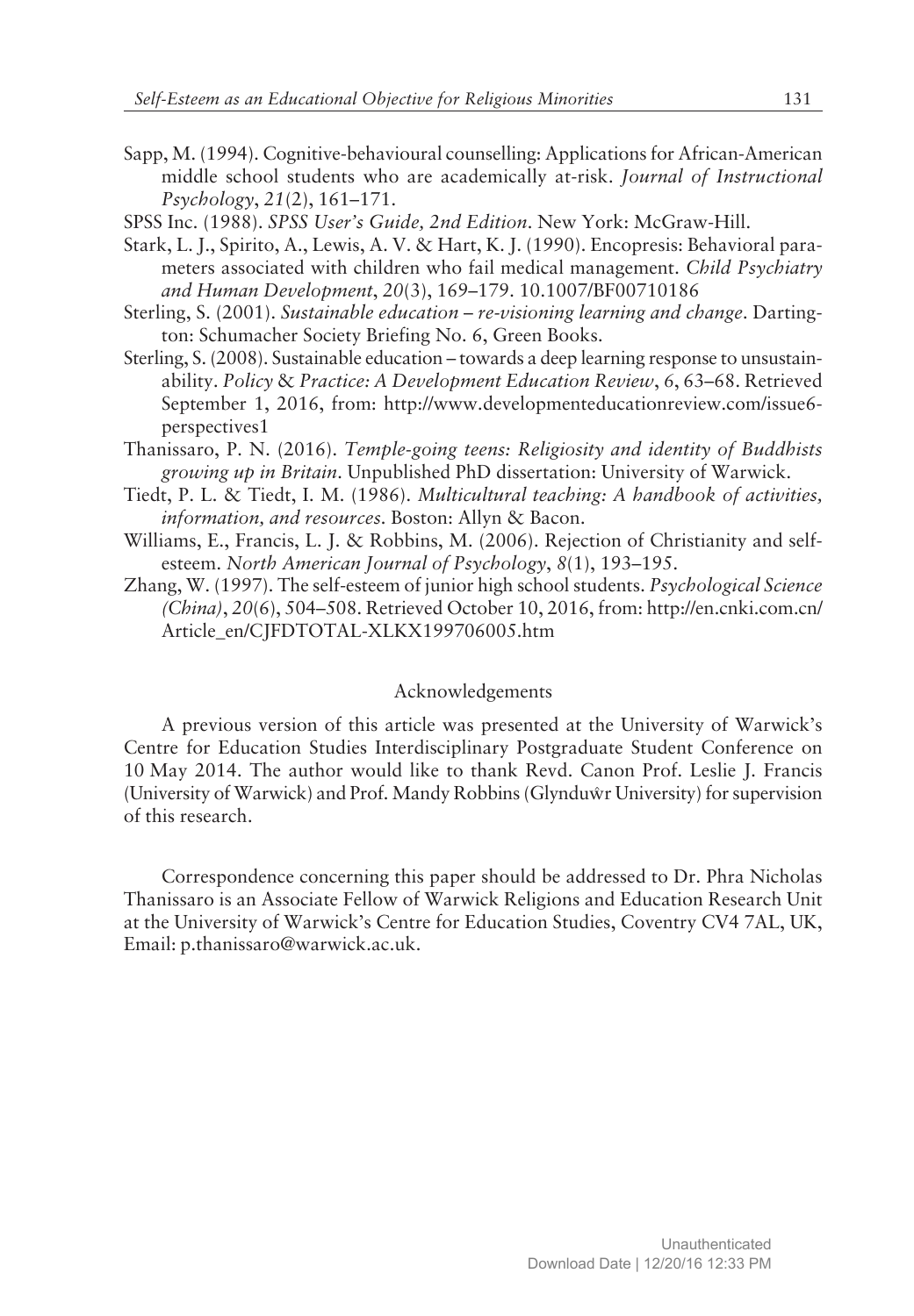Sapp, M. (1994). Cognitive-behavioural counselling: Applications for African-American middle school students who are academically at-risk. *Journal of Instructional Psychology*, *21*(2), 161–171.

SPSS Inc. (1988). *SPSS User's Guide, 2nd Edition*. New York: McGraw-Hill.

Stark, L. J., Spirito, A., Lewis, A. V. & Hart, K. J. (1990). Encopresis: Behavioral parameters associated with children who fail medical management. *Child Psychiatry and Human Development*, *20*(3), 169–179. 10.1007/BF00710186

Sterling, S. (2001). *Sustainable education – re-visioning learning and change*. Dartington: Schumacher Society Briefing No. 6, Green Books.

Sterling, S. (2008). Sustainable education – towards a deep learning response to unsustainability. *Policy & Practice: A Development Education Review*, *6*, 63–68. Retrieved September 1, 2016, from: http://www.developmenteducationreview.com/issue6-perspectives1

Thanissaro, P. N. (2016). *Temple-going teens: Religiosity and identity of Buddhists growing up in Britain*. Unpublished PhD dissertation: University of Warwick.

Tiedt, P. L. & Tiedt, I. M. (1986). *Multicultural teaching: A handbook of activities, information, and resources*. Boston: Allyn & Bacon.

Williams, E., Francis, L. J. & Robbins, M. (2006). Rejection of Christianity and self-esteem. *North American Journal of Psychology*, *8*(1), 193–195.

Zhang, W. (1997). The self-esteem of junior high school students. *Psychological Science (China)*, *20*(6), 504–508. Retrieved October 10, 2016, from: http://en.cnki.com.cn/Article_en/CJFDTOTAL-XLKX199706005.htm

## Acknowledgements

A previous version of this article was presented at the University of Warwick's Centre for Education Studies Interdisciplinary Postgraduate Student Conference on 10 May 2014. The author would like to thank Revd. Canon Prof. Leslie J. Francis (University of Warwick) and Prof. Mandy Robbins (Glynduŵr University) for supervision of this research.

Correspondence concerning this paper should be addressed to Dr. Phra Nicholas Thanissaro is an Associate Fellow of Warwick Religions and Education Research Unit at the University of Warwick's Centre for Education Studies, Coventry CV4 7AL, UK, Email: p.thanissaro@warwick.ac.uk.